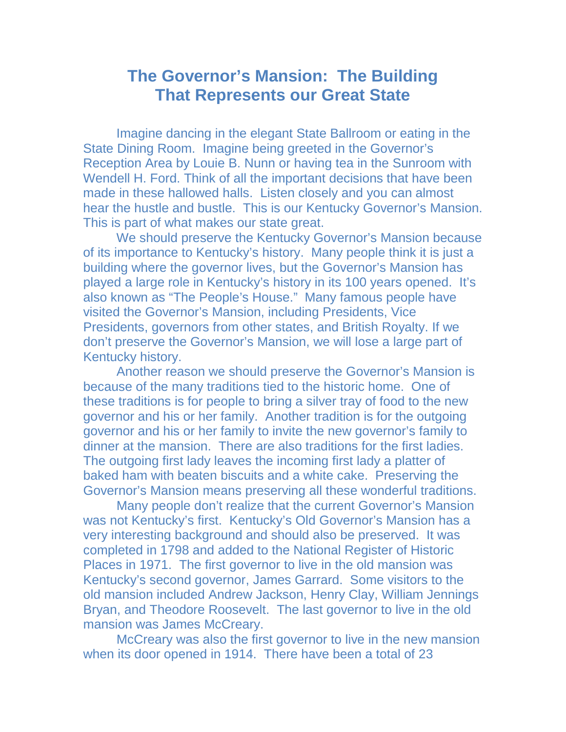# The Governor's Mansion: The Building That Represents our Great State

Imagine dancing in the elegant State Ballroom or eating in the State Dining Room. Imagine being greeted in the Governor's Reception Area by Louie B. Nunn or having tea in the Sunroom with Wendell H. Ford. Think of all the important decisions that have been made in these hallowed halls. Listen closely and you can almost hear the hustle and bustle. This is our Kentucky Governor's Mansion. This is part of what makes our state great.

We should preserve the Kentucky Governor's Mansion because of its importance to Kentucky's history. Many people think it is just a building where the governor lives, but the Governor's Mansion has played a large role in Kentucky's history in its 100 years opened. It's also known as "The People's House." Many famous people have visited the Governor's Mansion, including Presidents, Vice Presidents, governors from other states, and British Royalty. If we don't preserve the Governor's Mansion, we will lose a large part of Kentucky history.

Another reason we should preserve the Governor's Mansion is because of the many traditions tied to the historic home. One of these traditions is for people to bring a silver tray of food to the new governor and his or her family. Another tradition is for the outgoing governor and his or her family to invite the new governor's family to dinner at the mansion. There are also traditions for the first ladies. The outgoing first lady leaves the incoming first lady a platter of baked ham with beaten biscuits and a white cake. Preserving the Governor's Mansion means preserving all these wonderful traditions.

Many people don't realize that the current Governor's Mansion was not Kentucky's first. Kentucky's Old Governor's Mansion has a very interesting background and should also be preserved. It was completed in 1798 and added to the National Register of Historic Places in 1971. The first governor to live in the old mansion was Kentucky's second governor, James Garrard. Some visitors to the old mansion included Andrew Jackson, Henry Clay, William Jennings Bryan, and Theodore Roosevelt. The last governor to live in the old mansion was James McCreary.

McCreary was also the first governor to live in the new mansion when its door opened in 1914. There have been a total of 23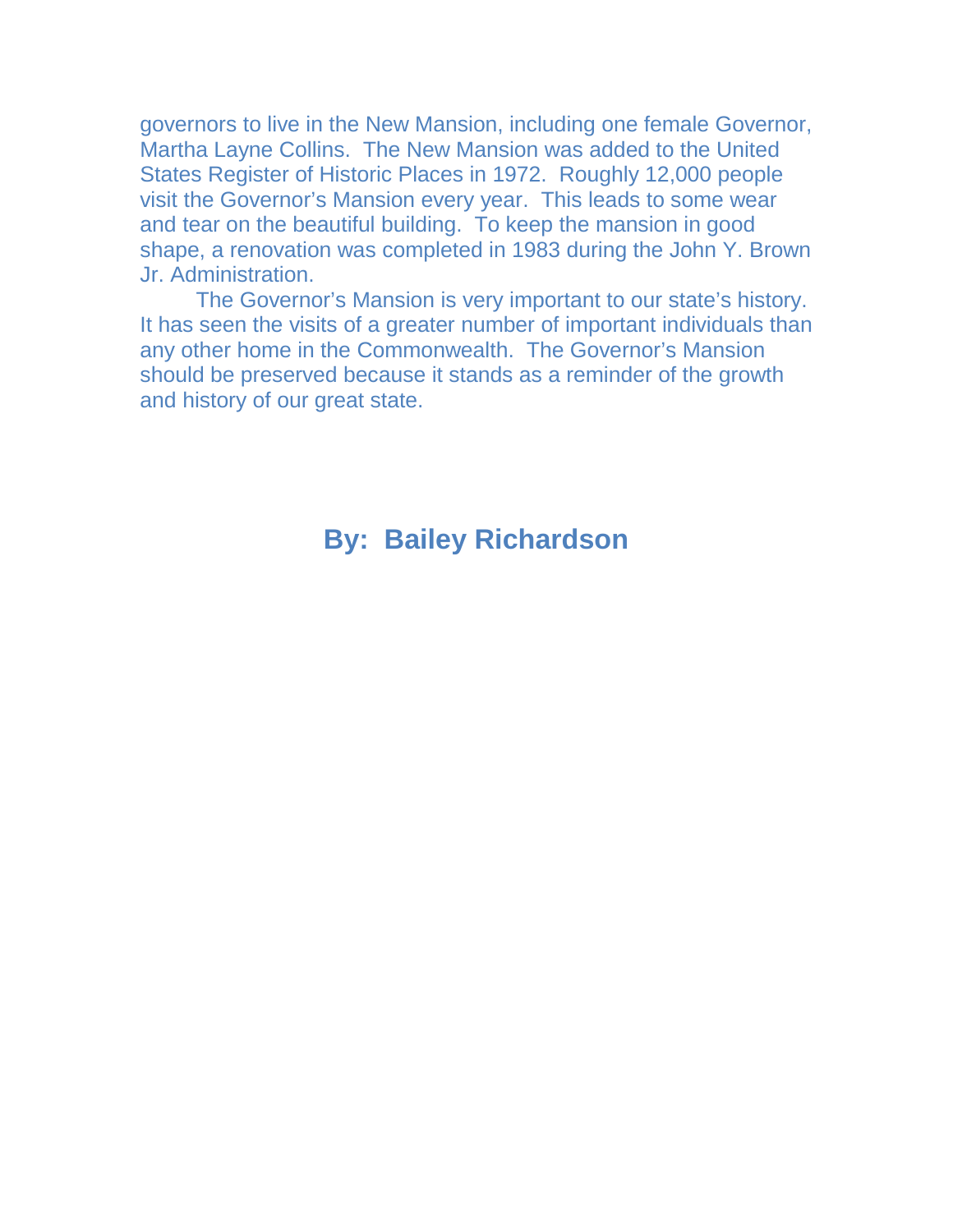governors to live in the New Mansion, including one female Governor, Martha Layne Collins. The New Mansion was added to the United States Register of Historic Places in 1972. Roughly 12,000 people visit the Governor's Mansion every year. This leads to some wear and tear on the beautiful building. To keep the mansion in good shape, a renovation was completed in 1983 during the John Y. Brown Jr. Administration.

The Governor's Mansion is very important to our state's history. It has seen the visits of a greater number of important individuals than any other home in the Commonwealth. The Governor's Mansion should be preserved because it stands as a reminder of the growth and history of our great state.

**By: Bailey Richardson**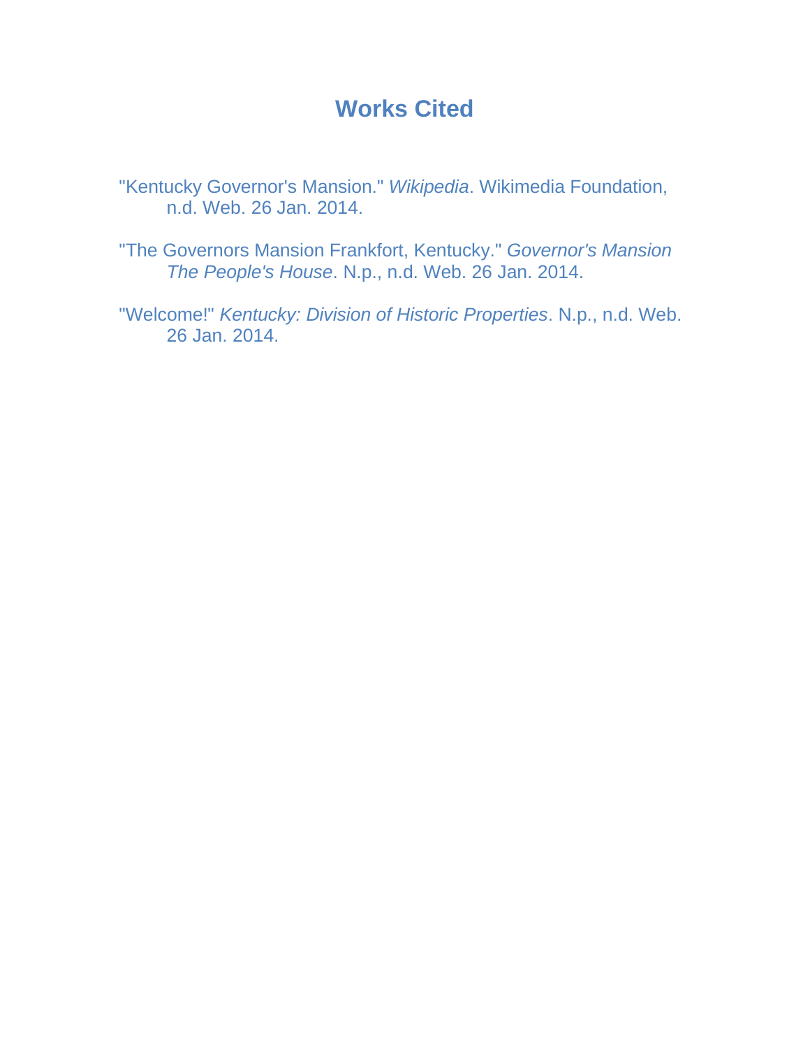# Works Cited

"Kentucky Governor's Mansion." *Wikipedia*. Wikimedia Foundation, n.d. Web. 26 Jan. 2014.

"The Governors Mansion Frankfort, Kentucky." *Governor's Mansion The People's House*. N.p., n.d. Web. 26 Jan. 2014.

"Welcome!" *Kentucky: Division of Historic Properties*. N.p., n.d. Web. 26 Jan. 2014.